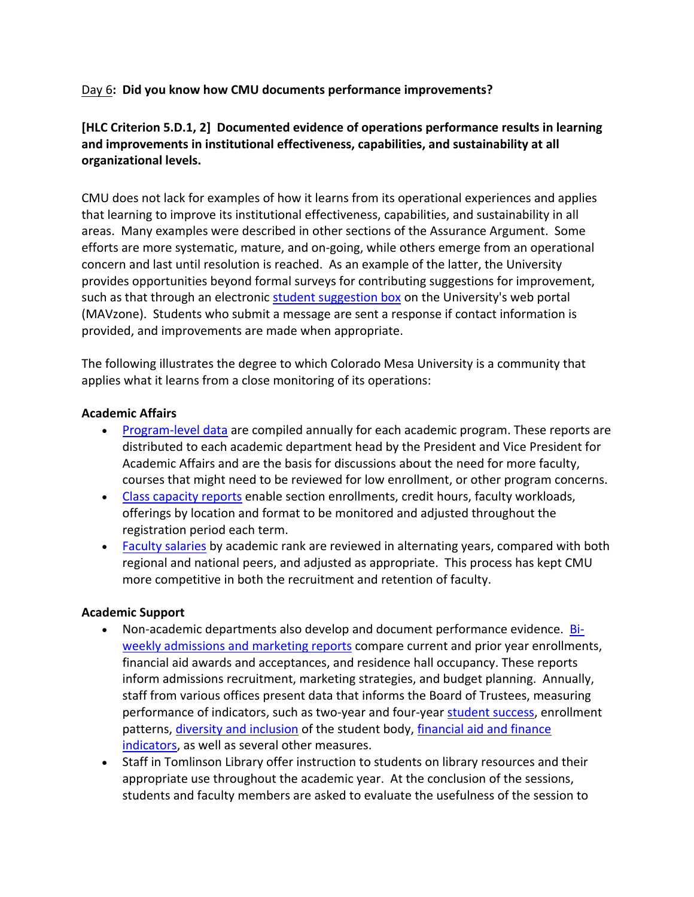Day 6**: Did you know how CMU documents performance improvements?**

**[HLC Criterion 5.D.1, 2] Documented evidence of operations performance results in learning and improvements in institutional effectiveness, capabilities, and sustainability at all organizational levels.**

CMU does not lack for examples of how it learns from its operational experiences and applies that learning to improve its institutional effectiveness, capabilities, and sustainability in all areas. Many examples were described in other sections of the Assurance Argument. Some efforts are more systematic, mature, and on-going, while others emerge from an operational concern and last until resolution is reached. As an example of the latter, the University provides opportunities beyond formal surveys for contributing suggestions for improvement, such as that through an electronic student suggestion box on the University's web portal (MAVzone). Students who submit a message are sent a response if contact information is provided, and improvements are made when appropriate.

The following illustrates the degree to which Colorado Mesa University is a community that applies what it learns from a close monitoring of its operations:

**Academic Affairs**

- Program-level data are compiled annually for each academic program. These reports are distributed to each academic department head by the President and Vice President for Academic Affairs and are the basis for discussions about the need for more faculty, courses that might need to be reviewed for low enrollment, or other program concerns.
- Class capacity reports enable section enrollments, credit hours, faculty workloads, offerings by location and format to be monitored and adjusted throughout the registration period each term.
- Faculty salaries by academic rank are reviewed in alternating years, compared with both regional and national peers, and adjusted as appropriate. This process has kept CMU more competitive in both the recruitment and retention of faculty.

**Academic Support**

- Non-academic departments also develop and document performance evidence. Bi-weekly admissions and marketing reports compare current and prior year enrollments, financial aid awards and acceptances, and residence hall occupancy. These reports inform admissions recruitment, marketing strategies, and budget planning. Annually, staff from various offices present data that informs the Board of Trustees, measuring performance of indicators, such as two-year and four-year student success, enrollment patterns, diversity and inclusion of the student body, financial aid and finance indicators, as well as several other measures.
- Staff in Tomlinson Library offer instruction to students on library resources and their appropriate use throughout the academic year. At the conclusion of the sessions, students and faculty members are asked to evaluate the usefulness of the session to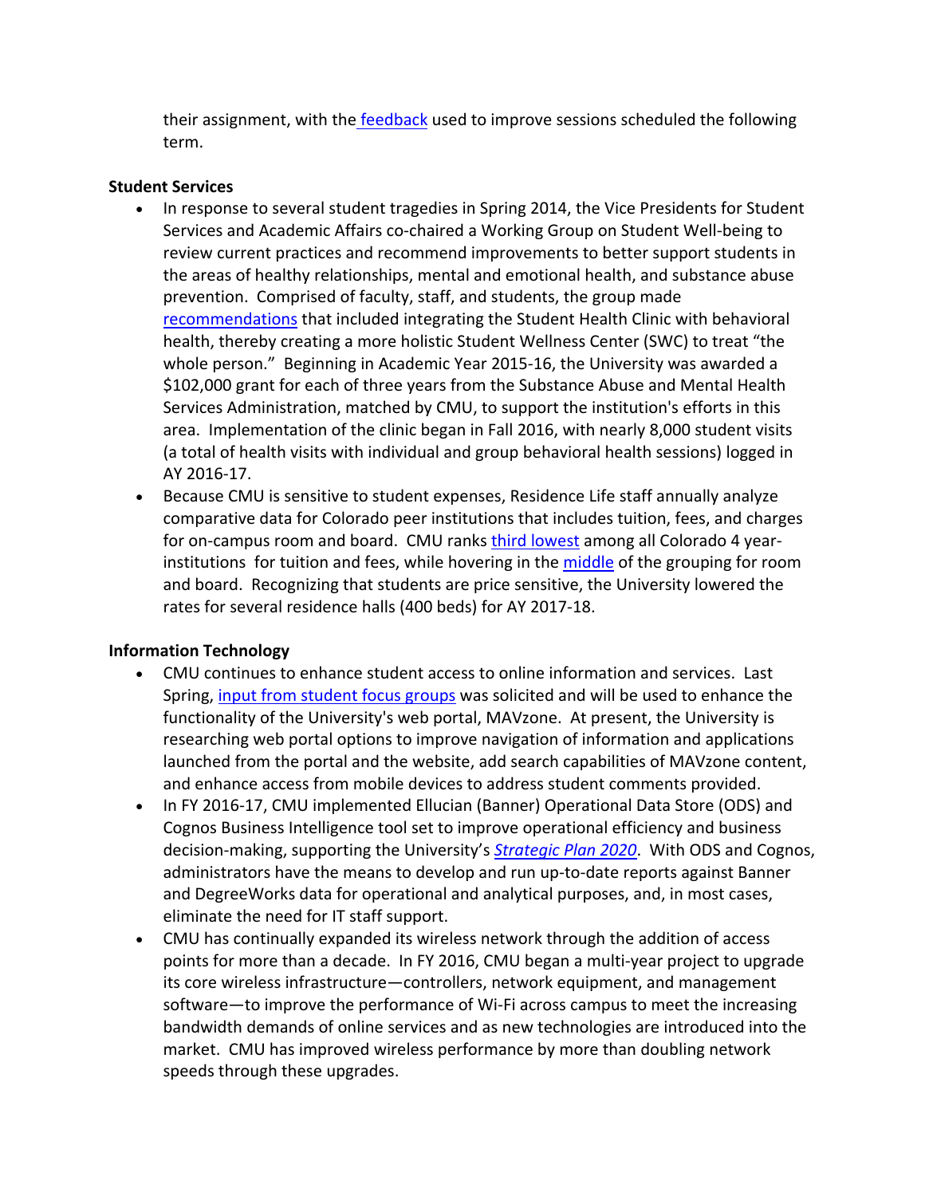their assignment, with the feedback used to improve sessions scheduled the following term.

**Student Services**

- In response to several student tragedies in Spring 2014, the Vice Presidents for Student Services and Academic Affairs co-chaired a Working Group on Student Well-being to review current practices and recommend improvements to better support students in the areas of healthy relationships, mental and emotional health, and substance abuse prevention. Comprised of faculty, staff, and students, the group made recommendations that included integrating the Student Health Clinic with behavioral health, thereby creating a more holistic Student Wellness Center (SWC) to treat "the whole person." Beginning in Academic Year 2015-16, the University was awarded a $102,000 grant for each of three years from the Substance Abuse and Mental Health Services Administration, matched by CMU, to support the institution's efforts in this area. Implementation of the clinic began in Fall 2016, with nearly 8,000 student visits (a total of health visits with individual and group behavioral health sessions) logged in AY 2016-17.
- Because CMU is sensitive to student expenses, Residence Life staff annually analyze comparative data for Colorado peer institutions that includes tuition, fees, and charges for on-campus room and board. CMU ranks third lowest among all Colorado 4 year-institutions for tuition and fees, while hovering in the middle of the grouping for room and board. Recognizing that students are price sensitive, the University lowered the rates for several residence halls (400 beds) for AY 2017-18.

**Information Technology**

- CMU continues to enhance student access to online information and services. Last Spring, input from student focus groups was solicited and will be used to enhance the functionality of the University's web portal, MAVzone. At present, the University is researching web portal options to improve navigation of information and applications launched from the portal and the website, add search capabilities of MAVzone content, and enhance access from mobile devices to address student comments provided.
- In FY 2016-17, CMU implemented Ellucian (Banner) Operational Data Store (ODS) and Cognos Business Intelligence tool set to improve operational efficiency and business decision-making, supporting the University's *Strategic Plan 2020*. With ODS and Cognos, administrators have the means to develop and run up-to-date reports against Banner and DegreeWorks data for operational and analytical purposes, and, in most cases, eliminate the need for IT staff support.
- CMU has continually expanded its wireless network through the addition of access points for more than a decade. In FY 2016, CMU began a multi-year project to upgrade its core wireless infrastructure—controllers, network equipment, and management software—to improve the performance of Wi-Fi across campus to meet the increasing bandwidth demands of online services and as new technologies are introduced into the market. CMU has improved wireless performance by more than doubling network speeds through these upgrades.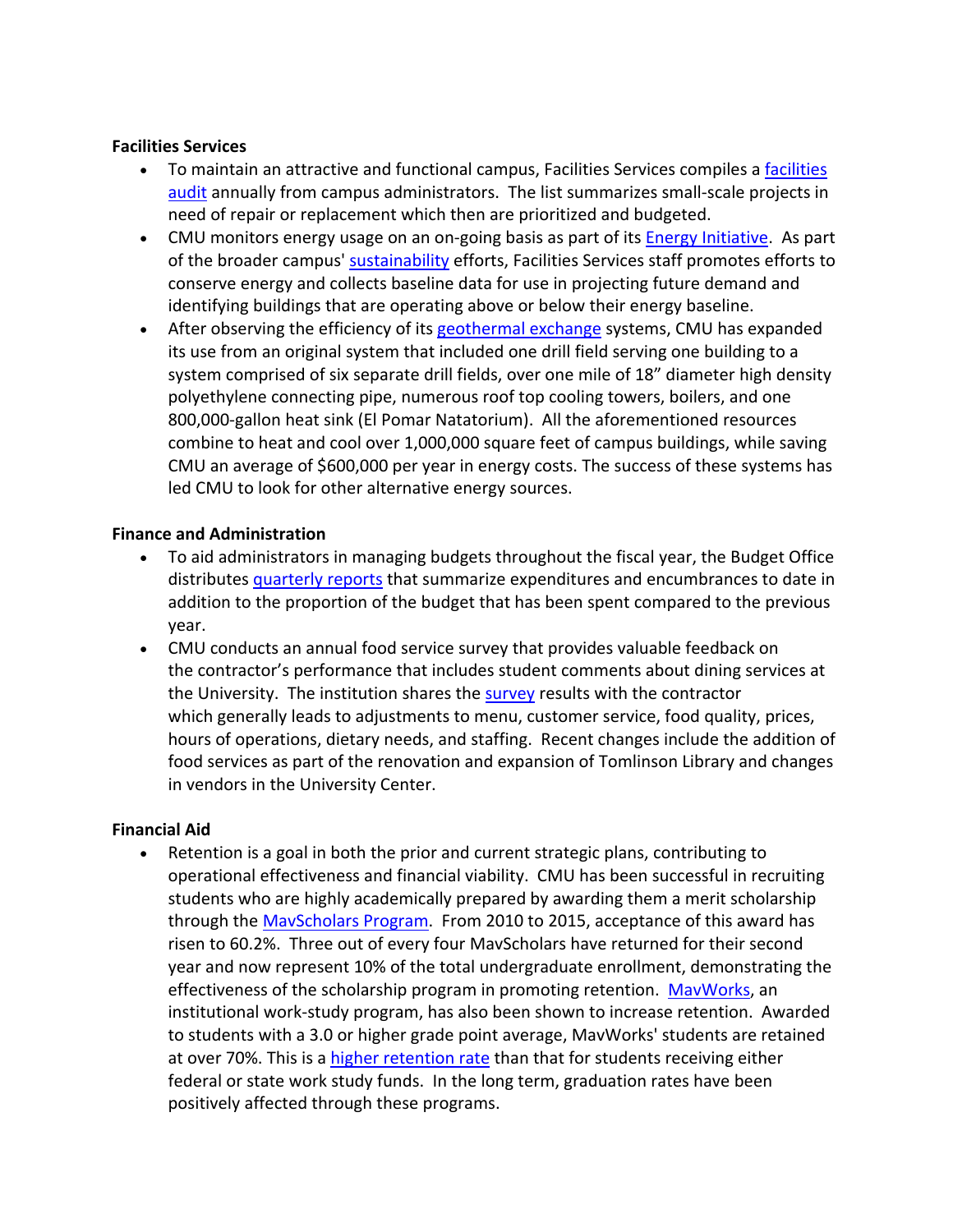**Facilities Services**

- To maintain an attractive and functional campus, Facilities Services compiles a facilities audit annually from campus administrators. The list summarizes small-scale projects in need of repair or replacement which then are prioritized and budgeted.
- CMU monitors energy usage on an on-going basis as part of its Energy Initiative. As part of the broader campus' sustainability efforts, Facilities Services staff promotes efforts to conserve energy and collects baseline data for use in projecting future demand and identifying buildings that are operating above or below their energy baseline.
- After observing the efficiency of its geothermal exchange systems, CMU has expanded its use from an original system that included one drill field serving one building to a system comprised of six separate drill fields, over one mile of 18" diameter high density polyethylene connecting pipe, numerous roof top cooling towers, boilers, and one 800,000-gallon heat sink (El Pomar Natatorium). All the aforementioned resources combine to heat and cool over 1,000,000 square feet of campus buildings, while saving CMU an average of $600,000 per year in energy costs. The success of these systems has led CMU to look for other alternative energy sources.

**Finance and Administration**

- To aid administrators in managing budgets throughout the fiscal year, the Budget Office distributes quarterly reports that summarize expenditures and encumbrances to date in addition to the proportion of the budget that has been spent compared to the previous year.
- CMU conducts an annual food service survey that provides valuable feedback on the contractor's performance that includes student comments about dining services at the University. The institution shares the survey results with the contractor which generally leads to adjustments to menu, customer service, food quality, prices, hours of operations, dietary needs, and staffing. Recent changes include the addition of food services as part of the renovation and expansion of Tomlinson Library and changes in vendors in the University Center.

**Financial Aid**

- Retention is a goal in both the prior and current strategic plans, contributing to operational effectiveness and financial viability. CMU has been successful in recruiting students who are highly academically prepared by awarding them a merit scholarship through the MavScholars Program. From 2010 to 2015, acceptance of this award has risen to 60.2%. Three out of every four MavScholars have returned for their second year and now represent 10% of the total undergraduate enrollment, demonstrating the effectiveness of the scholarship program in promoting retention. MavWorks, an institutional work-study program, has also been shown to increase retention. Awarded to students with a 3.0 or higher grade point average, MavWorks' students are retained at over 70%. This is a higher retention rate than that for students receiving either federal or state work study funds. In the long term, graduation rates have been positively affected through these programs.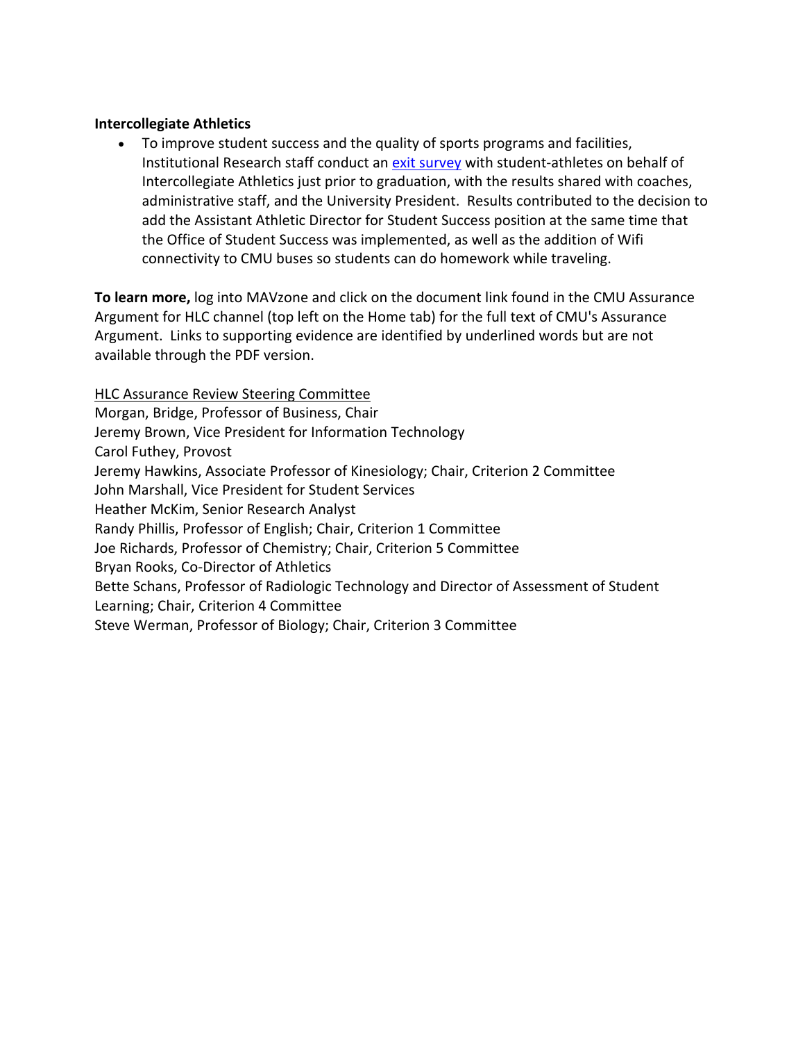**Intercollegiate Athletics**

- To improve student success and the quality of sports programs and facilities, Institutional Research staff conduct an exit survey with student-athletes on behalf of Intercollegiate Athletics just prior to graduation, with the results shared with coaches, administrative staff, and the University President. Results contributed to the decision to add the Assistant Athletic Director for Student Success position at the same time that the Office of Student Success was implemented, as well as the addition of Wifi connectivity to CMU buses so students can do homework while traveling.

**To learn more,** log into MAVzone and click on the document link found in the CMU Assurance Argument for HLC channel (top left on the Home tab) for the full text of CMU's Assurance Argument. Links to supporting evidence are identified by underlined words but are not available through the PDF version.

HLC Assurance Review Steering Committee
Morgan, Bridge, Professor of Business, Chair
Jeremy Brown, Vice President for Information Technology
Carol Futhey, Provost
Jeremy Hawkins, Associate Professor of Kinesiology; Chair, Criterion 2 Committee
John Marshall, Vice President for Student Services
Heather McKim, Senior Research Analyst
Randy Phillis, Professor of English; Chair, Criterion 1 Committee
Joe Richards, Professor of Chemistry; Chair, Criterion 5 Committee
Bryan Rooks, Co-Director of Athletics
Bette Schans, Professor of Radiologic Technology and Director of Assessment of Student Learning; Chair, Criterion 4 Committee
Steve Werman, Professor of Biology; Chair, Criterion 3 Committee